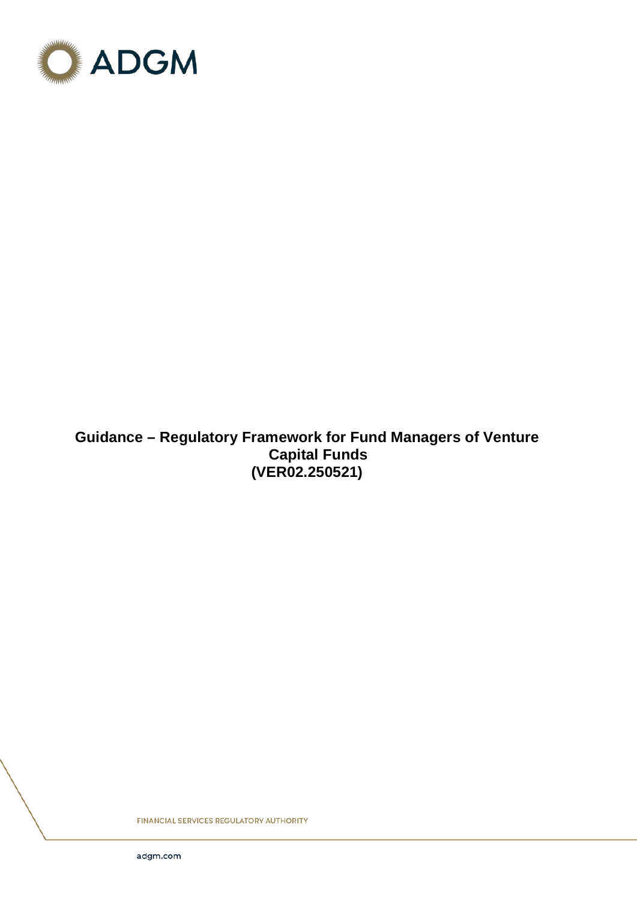ADGM

# Guidance – Regulatory Framework for Fund Managers of Venture Capital Funds (VER02.250521)

FINANCIAL SERVICES REGULATORY AUTHORITY

adgm.com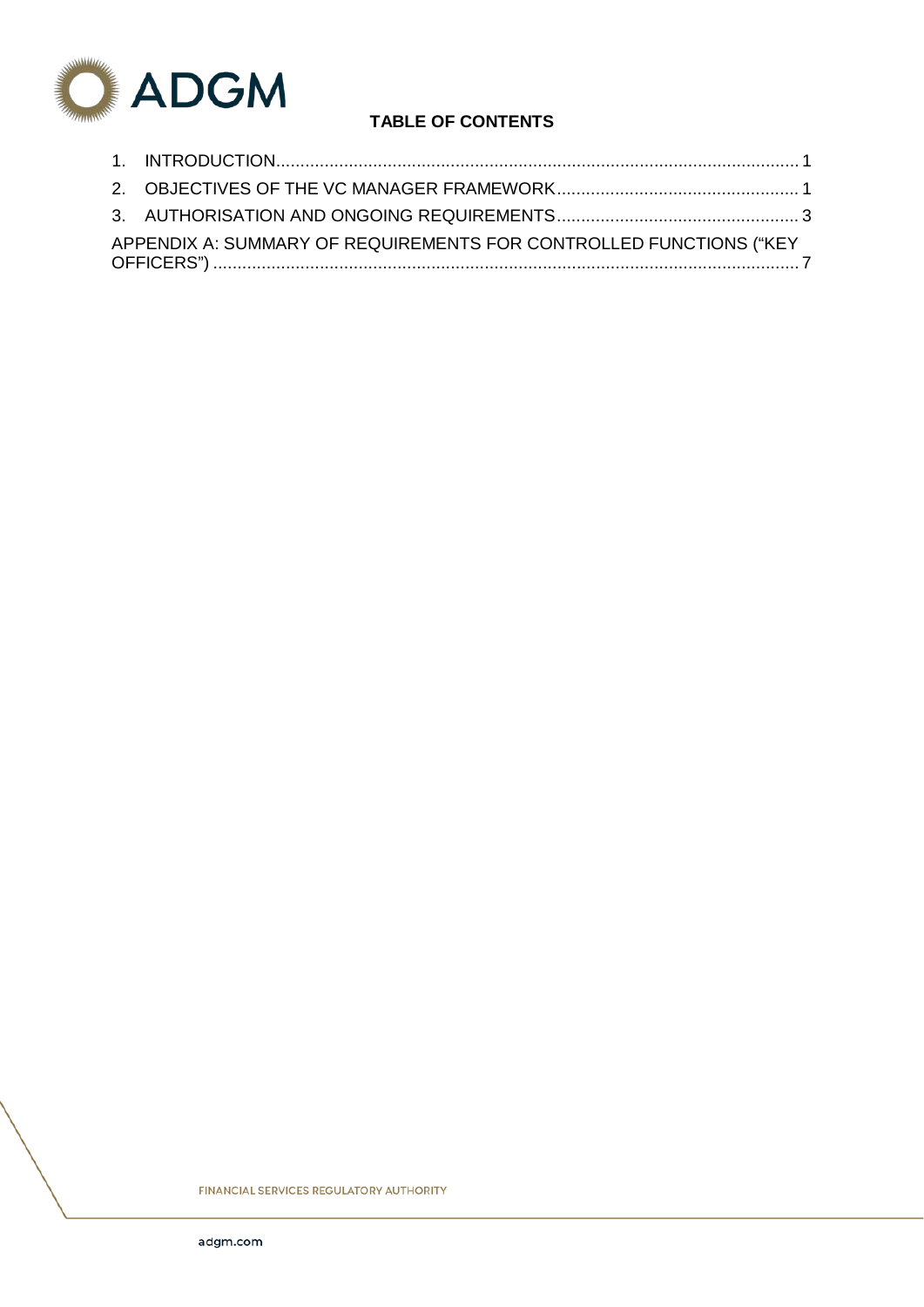**TABLE OF CONTENTS**

1. INTRODUCTION .......................................................... 1
2. OBJECTIVES OF THE VC MANAGER FRAMEWORK .......................................................... 1
3. AUTHORISATION AND ONGOING REQUIREMENTS .......................................................... 3

APPENDIX A: SUMMARY OF REQUIREMENTS FOR CONTROLLED FUNCTIONS ("KEY OFFICERS") .......................................................... 7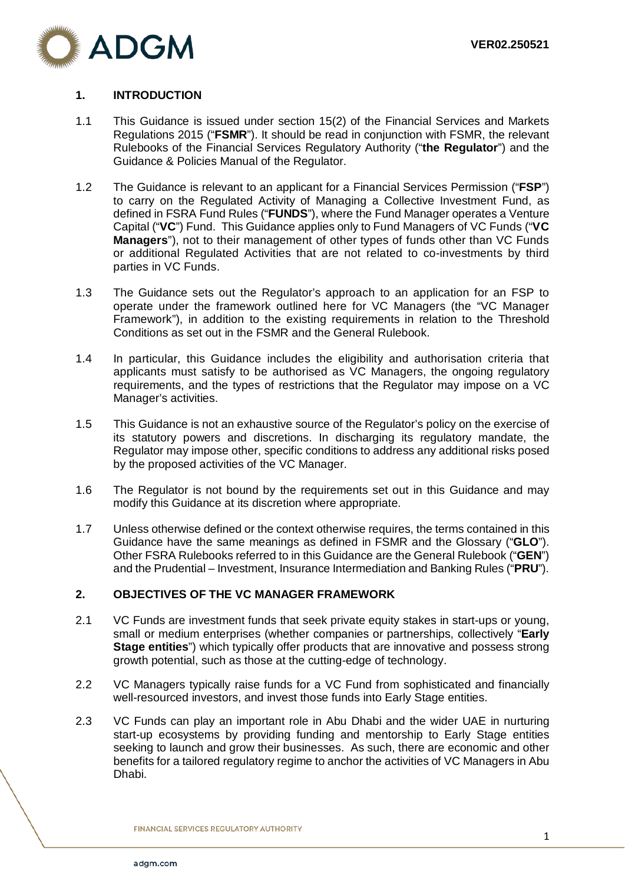## 1. INTRODUCTION

1.1 This Guidance is issued under section 15(2) of the Financial Services and Markets Regulations 2015 ("**FSMR**"). It should be read in conjunction with FSMR, the relevant Rulebooks of the Financial Services Regulatory Authority ("**the Regulator**") and the Guidance & Policies Manual of the Regulator.

1.2 The Guidance is relevant to an applicant for a Financial Services Permission ("**FSP**") to carry on the Regulated Activity of Managing a Collective Investment Fund, as defined in FSRA Fund Rules ("**FUNDS**"), where the Fund Manager operates a Venture Capital ("**VC**") Fund. This Guidance applies only to Fund Managers of VC Funds ("**VC Managers**"), not to their management of other types of funds other than VC Funds or additional Regulated Activities that are not related to co-investments by third parties in VC Funds.

1.3 The Guidance sets out the Regulator's approach to an application for an FSP to operate under the framework outlined here for VC Managers (the "VC Manager Framework"), in addition to the existing requirements in relation to the Threshold Conditions as set out in the FSMR and the General Rulebook.

1.4 In particular, this Guidance includes the eligibility and authorisation criteria that applicants must satisfy to be authorised as VC Managers, the ongoing regulatory requirements, and the types of restrictions that the Regulator may impose on a VC Manager's activities.

1.5 This Guidance is not an exhaustive source of the Regulator's policy on the exercise of its statutory powers and discretions. In discharging its regulatory mandate, the Regulator may impose other, specific conditions to address any additional risks posed by the proposed activities of the VC Manager.

1.6 The Regulator is not bound by the requirements set out in this Guidance and may modify this Guidance at its discretion where appropriate.

1.7 Unless otherwise defined or the context otherwise requires, the terms contained in this Guidance have the same meanings as defined in FSMR and the Glossary ("**GLO**"). Other FSRA Rulebooks referred to in this Guidance are the General Rulebook ("**GEN**") and the Prudential – Investment, Insurance Intermediation and Banking Rules ("**PRU**").

## 2. OBJECTIVES OF THE VC MANAGER FRAMEWORK

2.1 VC Funds are investment funds that seek private equity stakes in start-ups or young, small or medium enterprises (whether companies or partnerships, collectively "**Early Stage entities**") which typically offer products that are innovative and possess strong growth potential, such as those at the cutting-edge of technology.

2.2 VC Managers typically raise funds for a VC Fund from sophisticated and financially well-resourced investors, and invest those funds into Early Stage entities.

2.3 VC Funds can play an important role in Abu Dhabi and the wider UAE in nurturing start-up ecosystems by providing funding and mentorship to Early Stage entities seeking to launch and grow their businesses. As such, there are economic and other benefits for a tailored regulatory regime to anchor the activities of VC Managers in Abu Dhabi.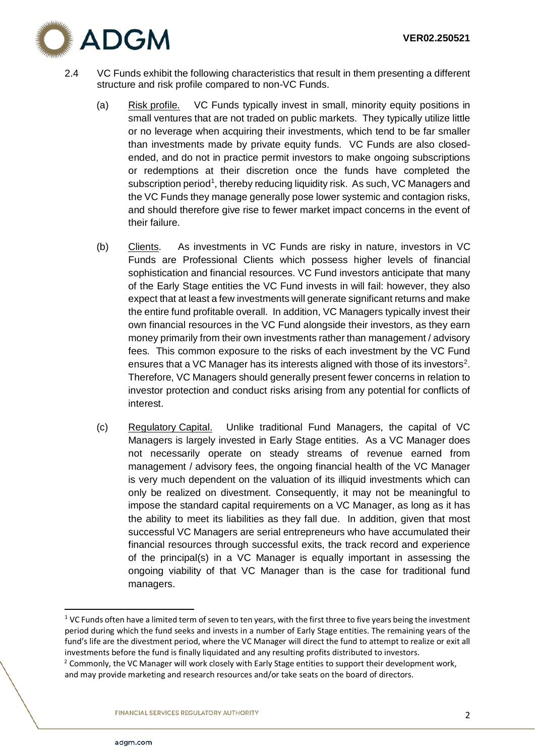2.4 VC Funds exhibit the following characteristics that result in them presenting a different structure and risk profile compared to non-VC Funds.

(a) Risk profile. VC Funds typically invest in small, minority equity positions in small ventures that are not traded on public markets. They typically utilize little or no leverage when acquiring their investments, which tend to be far smaller than investments made by private equity funds. VC Funds are also closed-ended, and do not in practice permit investors to make ongoing subscriptions or redemptions at their discretion once the funds have completed the subscription period[1], thereby reducing liquidity risk. As such, VC Managers and the VC Funds they manage generally pose lower systemic and contagion risks, and should therefore give rise to fewer market impact concerns in the event of their failure.

(b) Clients. As investments in VC Funds are risky in nature, investors in VC Funds are Professional Clients which possess higher levels of financial sophistication and financial resources. VC Fund investors anticipate that many of the Early Stage entities the VC Fund invests in will fail: however, they also expect that at least a few investments will generate significant returns and make the entire fund profitable overall. In addition, VC Managers typically invest their own financial resources in the VC Fund alongside their investors, as they earn money primarily from their own investments rather than management / advisory fees. This common exposure to the risks of each investment by the VC Fund ensures that a VC Manager has its interests aligned with those of its investors[2]. Therefore, VC Managers should generally present fewer concerns in relation to investor protection and conduct risks arising from any potential for conflicts of interest.

(c) Regulatory Capital. Unlike traditional Fund Managers, the capital of VC Managers is largely invested in Early Stage entities. As a VC Manager does not necessarily operate on steady streams of revenue earned from management / advisory fees, the ongoing financial health of the VC Manager is very much dependent on the valuation of its illiquid investments which can only be realized on divestment. Consequently, it may not be meaningful to impose the standard capital requirements on a VC Manager, as long as it has the ability to meet its liabilities as they fall due. In addition, given that most successful VC Managers are serial entrepreneurs who have accumulated their financial resources through successful exits, the track record and experience of the principal(s) in a VC Manager is equally important in assessing the ongoing viability of that VC Manager than is the case for traditional fund managers.

---

[1] VC Funds often have a limited term of seven to ten years, with the first three to five years being the investment period during which the fund seeks and invests in a number of Early Stage entities. The remaining years of the fund's life are the divestment period, where the VC Manager will direct the fund to attempt to realize or exit all investments before the fund is finally liquidated and any resulting profits distributed to investors.

[2] Commonly, the VC Manager will work closely with Early Stage entities to support their development work, and may provide marketing and research resources and/or take seats on the board of directors.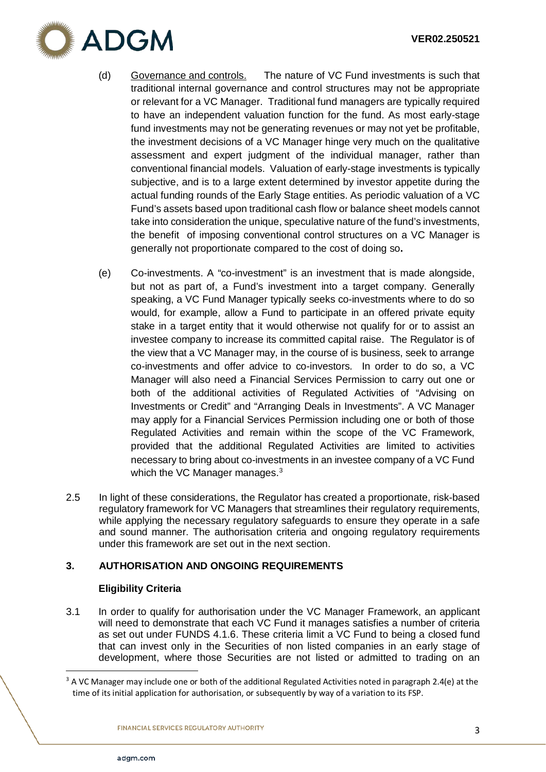(d) Governance and controls. The nature of VC Fund investments is such that traditional internal governance and control structures may not be appropriate or relevant for a VC Manager. Traditional fund managers are typically required to have an independent valuation function for the fund. As most early-stage fund investments may not be generating revenues or may not yet be profitable, the investment decisions of a VC Manager hinge very much on the qualitative assessment and expert judgment of the individual manager, rather than conventional financial models. Valuation of early-stage investments is typically subjective, and is to a large extent determined by investor appetite during the actual funding rounds of the Early Stage entities. As periodic valuation of a VC Fund's assets based upon traditional cash flow or balance sheet models cannot take into consideration the unique, speculative nature of the fund's investments, the benefit of imposing conventional control structures on a VC Manager is generally not proportionate compared to the cost of doing so.

(e) Co-investments. A "co-investment" is an investment that is made alongside, but not as part of, a Fund's investment into a target company. Generally speaking, a VC Fund Manager typically seeks co-investments where to do so would, for example, allow a Fund to participate in an offered private equity stake in a target entity that it would otherwise not qualify for or to assist an investee company to increase its committed capital raise. The Regulator is of the view that a VC Manager may, in the course of is business, seek to arrange co-investments and offer advice to co-investors. In order to do so, a VC Manager will also need a Financial Services Permission to carry out one or both of the additional activities of Regulated Activities of "Advising on Investments or Credit" and "Arranging Deals in Investments". A VC Manager may apply for a Financial Services Permission including one or both of those Regulated Activities and remain within the scope of the VC Framework, provided that the additional Regulated Activities are limited to activities necessary to bring about co-investments in an investee company of a VC Fund which the VC Manager manages.[3]

2.5 In light of these considerations, the Regulator has created a proportionate, risk-based regulatory framework for VC Managers that streamlines their regulatory requirements, while applying the necessary regulatory safeguards to ensure they operate in a safe and sound manner. The authorisation criteria and ongoing regulatory requirements under this framework are set out in the next section.

## 3. AUTHORISATION AND ONGOING REQUIREMENTS

### Eligibility Criteria

3.1 In order to qualify for authorisation under the VC Manager Framework, an applicant will need to demonstrate that each VC Fund it manages satisfies a number of criteria as set out under FUNDS 4.1.6. These criteria limit a VC Fund to being a closed fund that can invest only in the Securities of non listed companies in an early stage of development, where those Securities are not listed or admitted to trading on an

[3] A VC Manager may include one or both of the additional Regulated Activities noted in paragraph 2.4(e) at the time of its initial application for authorisation, or subsequently by way of a variation to its FSP.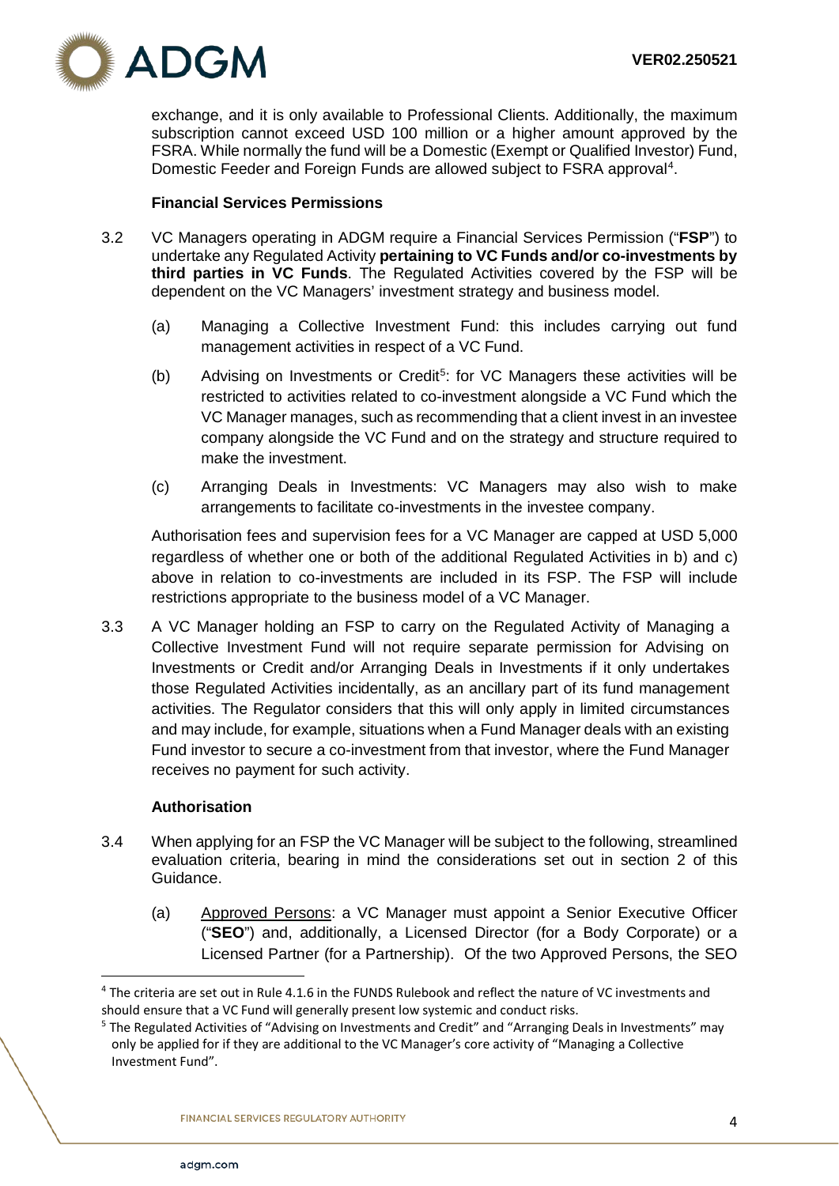exchange, and it is only available to Professional Clients. Additionally, the maximum subscription cannot exceed USD 100 million or a higher amount approved by the FSRA. While normally the fund will be a Domestic (Exempt or Qualified Investor) Fund, Domestic Feeder and Foreign Funds are allowed subject to FSRA approval[4].

**Financial Services Permissions**

3.2 VC Managers operating in ADGM require a Financial Services Permission ("**FSP**") to undertake any Regulated Activity **pertaining to VC Funds and/or co-investments by third parties in VC Funds**. The Regulated Activities covered by the FSP will be dependent on the VC Managers' investment strategy and business model.

(a) Managing a Collective Investment Fund: this includes carrying out fund management activities in respect of a VC Fund.

(b) Advising on Investments or Credit[5]: for VC Managers these activities will be restricted to activities related to co-investment alongside a VC Fund which the VC Manager manages, such as recommending that a client invest in an investee company alongside the VC Fund and on the strategy and structure required to make the investment.

(c) Arranging Deals in Investments: VC Managers may also wish to make arrangements to facilitate co-investments in the investee company.

Authorisation fees and supervision fees for a VC Manager are capped at USD 5,000 regardless of whether one or both of the additional Regulated Activities in b) and c) above in relation to co-investments are included in its FSP. The FSP will include restrictions appropriate to the business model of a VC Manager.

3.3 A VC Manager holding an FSP to carry on the Regulated Activity of Managing a Collective Investment Fund will not require separate permission for Advising on Investments or Credit and/or Arranging Deals in Investments if it only undertakes those Regulated Activities incidentally, as an ancillary part of its fund management activities. The Regulator considers that this will only apply in limited circumstances and may include, for example, situations when a Fund Manager deals with an existing Fund investor to secure a co-investment from that investor, where the Fund Manager receives no payment for such activity.

**Authorisation**

3.4 When applying for an FSP the VC Manager will be subject to the following, streamlined evaluation criteria, bearing in mind the considerations set out in section 2 of this Guidance.

(a) Approved Persons: a VC Manager must appoint a Senior Executive Officer ("**SEO**") and, additionally, a Licensed Director (for a Body Corporate) or a Licensed Partner (for a Partnership). Of the two Approved Persons, the SEO

---

[4] The criteria are set out in Rule 4.1.6 in the FUNDS Rulebook and reflect the nature of VC investments and should ensure that a VC Fund will generally present low systemic and conduct risks.

[5] The Regulated Activities of "Advising on Investments and Credit" and "Arranging Deals in Investments" may only be applied for if they are additional to the VC Manager's core activity of "Managing a Collective Investment Fund".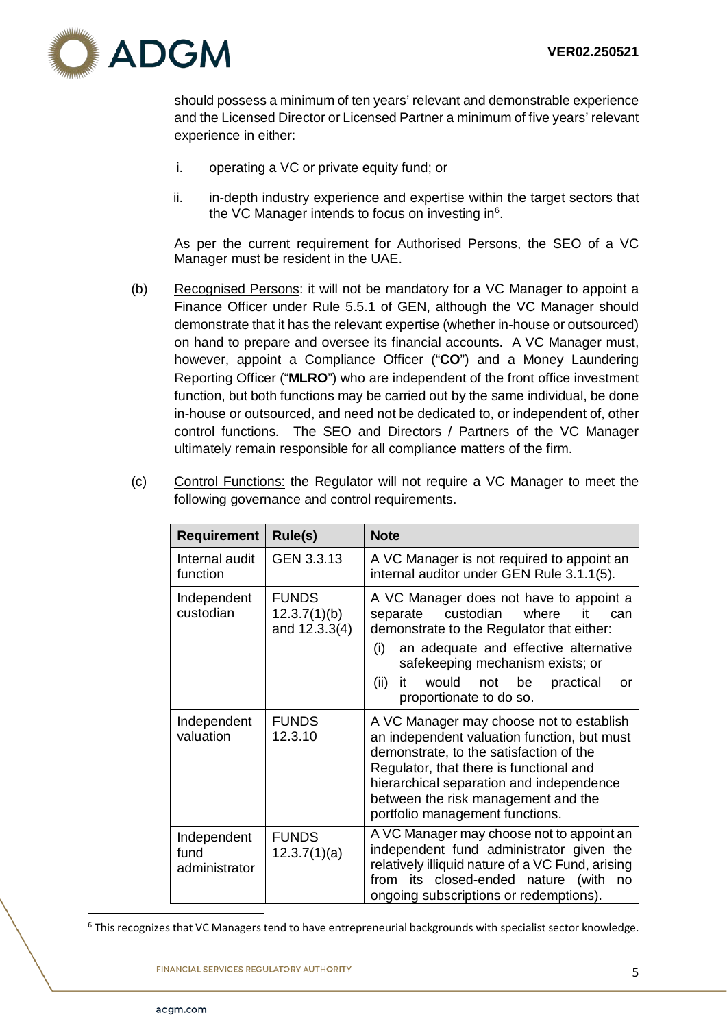should possess a minimum of ten years' relevant and demonstrable experience and the Licensed Director or Licensed Partner a minimum of five years' relevant experience in either:

i. operating a VC or private equity fund; or

ii. in-depth industry experience and expertise within the target sectors that the VC Manager intends to focus on investing in[6].

As per the current requirement for Authorised Persons, the SEO of a VC Manager must be resident in the UAE.

(b) Recognised Persons: it will not be mandatory for a VC Manager to appoint a Finance Officer under Rule 5.5.1 of GEN, although the VC Manager should demonstrate that it has the relevant expertise (whether in-house or outsourced) on hand to prepare and oversee its financial accounts. A VC Manager must, however, appoint a Compliance Officer ("**CO**") and a Money Laundering Reporting Officer ("**MLRO**") who are independent of the front office investment function, but both functions may be carried out by the same individual, be done in-house or outsourced, and need not be dedicated to, or independent of, other control functions. The SEO and Directors / Partners of the VC Manager ultimately remain responsible for all compliance matters of the firm.

(c) Control Functions: the Regulator will not require a VC Manager to meet the following governance and control requirements.

| Requirement | Rule(s) | Note |
|---|---|---|
| Internal audit function | GEN 3.3.13 | A VC Manager is not required to appoint an internal auditor under GEN Rule 3.1.1(5). |
| Independent custodian | FUNDS 12.3.7(1)(b) and 12.3.3(4) | A VC Manager does not have to appoint a separate custodian where it can demonstrate to the Regulator that either: (i) an adequate and effective alternative safekeeping mechanism exists; or (ii) it would not be practical or proportionate to do so. |
| Independent valuation | FUNDS 12.3.10 | A VC Manager may choose not to establish an independent valuation function, but must demonstrate, to the satisfaction of the Regulator, that there is functional and hierarchical separation and independence between the risk management and the portfolio management functions. |
| Independent fund administrator | FUNDS 12.3.7(1)(a) | A VC Manager may choose not to appoint an independent fund administrator given the relatively illiquid nature of a VC Fund, arising from its closed-ended nature (with no ongoing subscriptions or redemptions). |

[6] This recognizes that VC Managers tend to have entrepreneurial backgrounds with specialist sector knowledge.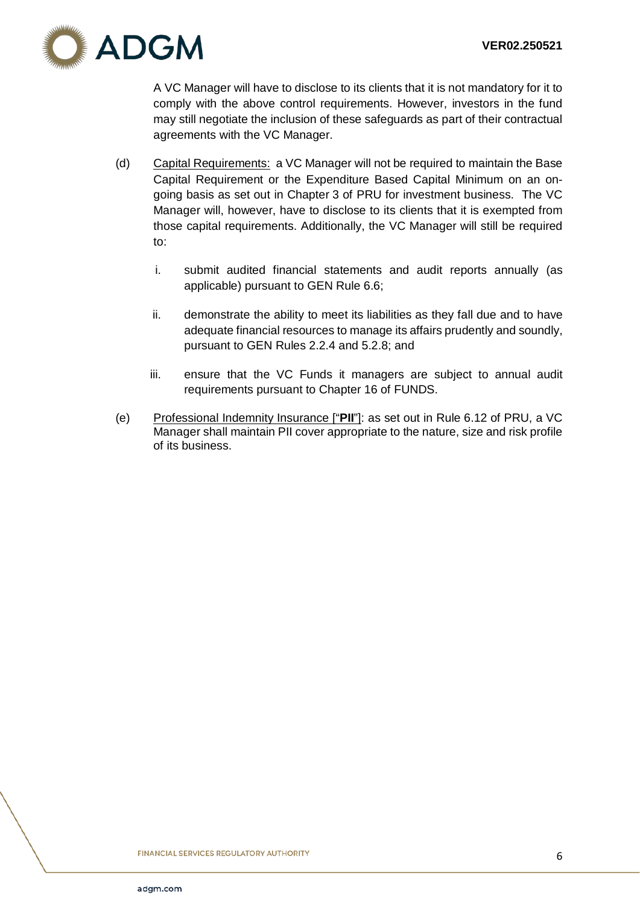A VC Manager will have to disclose to its clients that it is not mandatory for it to comply with the above control requirements. However, investors in the fund may still negotiate the inclusion of these safeguards as part of their contractual agreements with the VC Manager.

(d) Capital Requirements: a VC Manager will not be required to maintain the Base Capital Requirement or the Expenditure Based Capital Minimum on an on-going basis as set out in Chapter 3 of PRU for investment business. The VC Manager will, however, have to disclose to its clients that it is exempted from those capital requirements. Additionally, the VC Manager will still be required to:

   i. submit audited financial statements and audit reports annually (as applicable) pursuant to GEN Rule 6.6;

   ii. demonstrate the ability to meet its liabilities as they fall due and to have adequate financial resources to manage its affairs prudently and soundly, pursuant to GEN Rules 2.2.4 and 5.2.8; and

   iii. ensure that the VC Funds it managers are subject to annual audit requirements pursuant to Chapter 16 of FUNDS.

(e) Professional Indemnity Insurance ["**PII**"]: as set out in Rule 6.12 of PRU, a VC Manager shall maintain PII cover appropriate to the nature, size and risk profile of its business.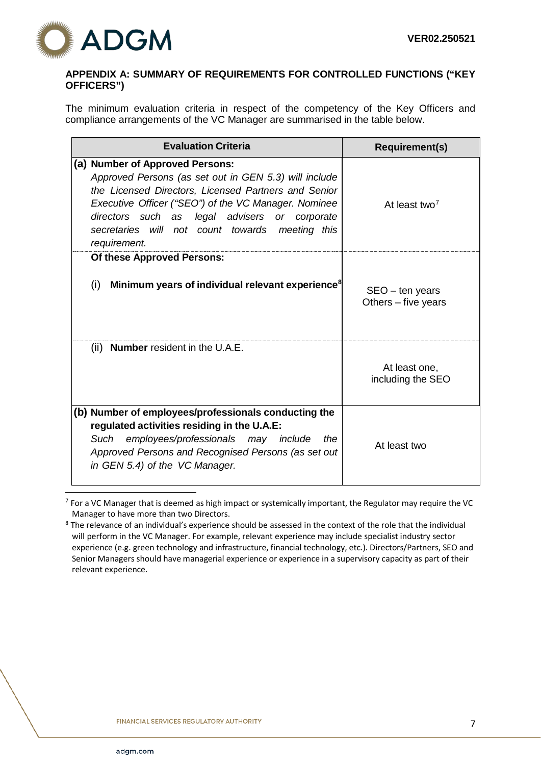## APPENDIX A: SUMMARY OF REQUIREMENTS FOR CONTROLLED FUNCTIONS ("KEY OFFICERS")

The minimum evaluation criteria in respect of the competency of the Key Officers and compliance arrangements of the VC Manager are summarised in the table below.

| Evaluation Criteria | Requirement(s) |
|---|---|
| **(a) Number of Approved Persons:** *Approved Persons (as set out in GEN 5.3) will include the Licensed Directors, Licensed Partners and Senior Executive Officer ("SEO") of the VC Manager. Nominee directors such as legal advisers or corporate secretaries will not count towards meeting this requirement.* | At least two[7] |
| **Of these Approved Persons:** (i) **Minimum years of individual relevant experience**[8] | SEO – ten years<br>Others – five years |
| (ii) **Number** resident in the U.A.E. | At least one, including the SEO |
| **(b) Number of employees/professionals conducting the regulated activities residing in the U.A.E:** *Such employees/professionals may include the Approved Persons and Recognised Persons (as set out in GEN 5.4) of the VC Manager.* | At least two |

[7] For a VC Manager that is deemed as high impact or systemically important, the Regulator may require the VC Manager to have more than two Directors.

[8] The relevance of an individual's experience should be assessed in the context of the role that the individual will perform in the VC Manager. For example, relevant experience may include specialist industry sector experience (e.g. green technology and infrastructure, financial technology, etc.). Directors/Partners, SEO and Senior Managers should have managerial experience or experience in a supervisory capacity as part of their relevant experience.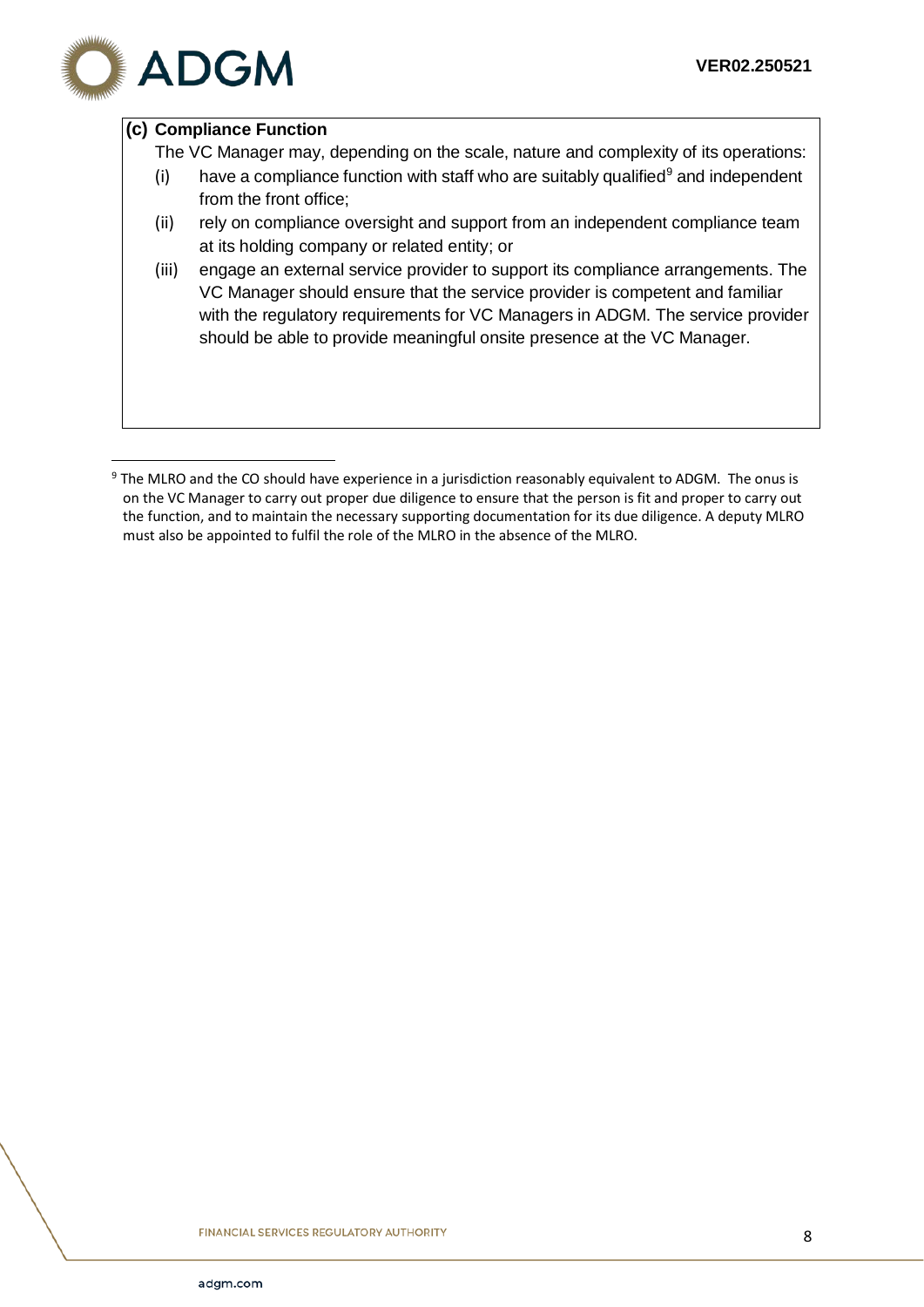**(c) Compliance Function**

The VC Manager may, depending on the scale, nature and complexity of its operations:

(i) have a compliance function with staff who are suitably qualified[9] and independent from the front office;

(ii) rely on compliance oversight and support from an independent compliance team at its holding company or related entity; or

(iii) engage an external service provider to support its compliance arrangements. The VC Manager should ensure that the service provider is competent and familiar with the regulatory requirements for VC Managers in ADGM. The service provider should be able to provide meaningful onsite presence at the VC Manager.

---

[9] The MLRO and the CO should have experience in a jurisdiction reasonably equivalent to ADGM. The onus is on the VC Manager to carry out proper due diligence to ensure that the person is fit and proper to carry out the function, and to maintain the necessary supporting documentation for its due diligence. A deputy MLRO must also be appointed to fulfil the role of the MLRO in the absence of the MLRO.